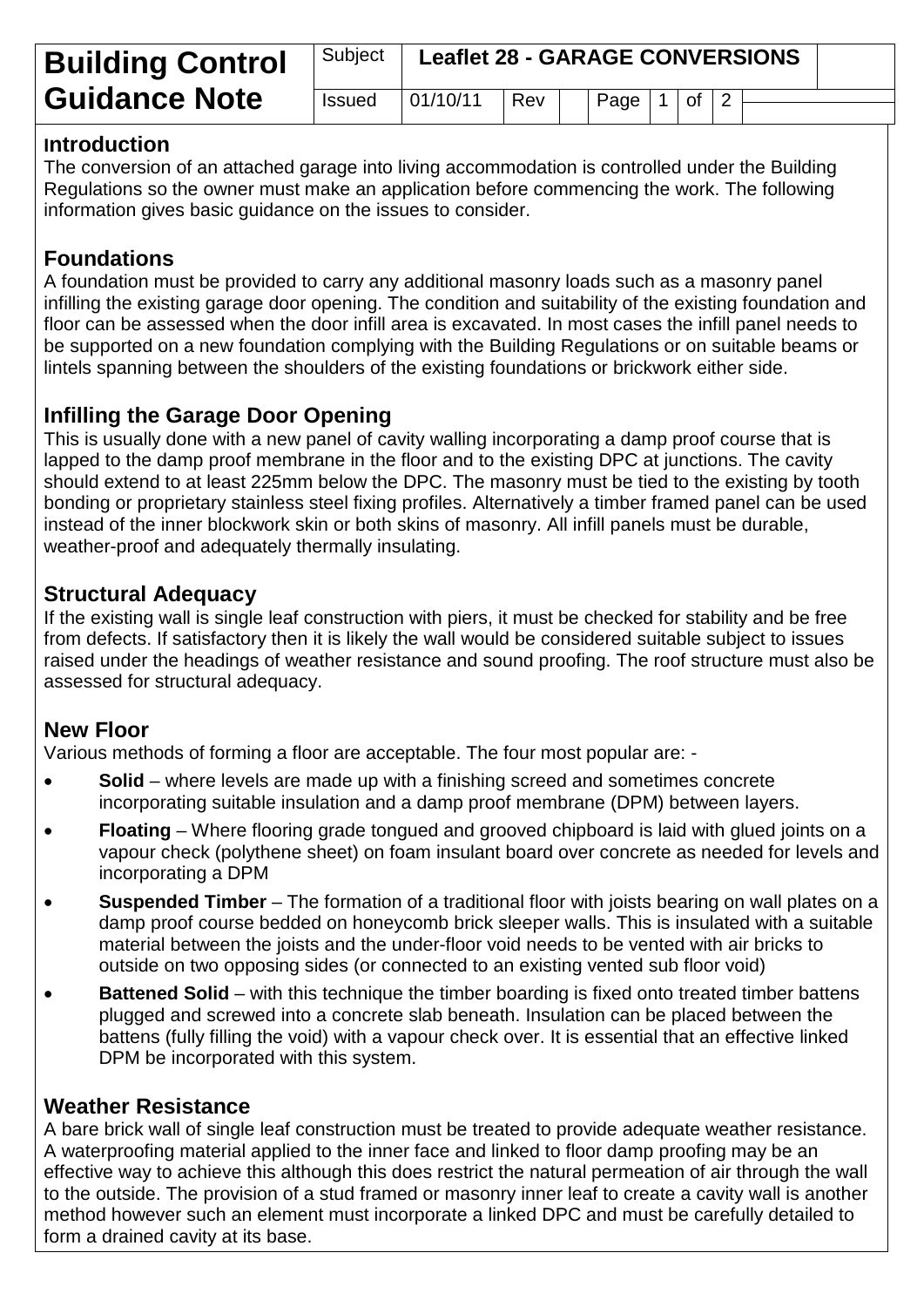# Building Control Guidance Note

| Subject | Leaflet 28 - GARAGE CONVERSIONS | | | | | | |
|---|---|---|---|---|---|---|---|
| Issued | 01/10/11 | Rev | | Page | 1 | of | 2 |

## Introduction

The conversion of an attached garage into living accommodation is controlled under the Building Regulations so the owner must make an application before commencing the work. The following information gives basic guidance on the issues to consider.

## Foundations

A foundation must be provided to carry any additional masonry loads such as a masonry panel infilling the existing garage door opening. The condition and suitability of the existing foundation and floor can be assessed when the door infill area is excavated. In most cases the infill panel needs to be supported on a new foundation complying with the Building Regulations or on suitable beams or lintels spanning between the shoulders of the existing foundations or brickwork either side.

## Infilling the Garage Door Opening

This is usually done with a new panel of cavity walling incorporating a damp proof course that is lapped to the damp proof membrane in the floor and to the existing DPC at junctions. The cavity should extend to at least 225mm below the DPC. The masonry must be tied to the existing by tooth bonding or proprietary stainless steel fixing profiles. Alternatively a timber framed panel can be used instead of the inner blockwork skin or both skins of masonry. All infill panels must be durable, weather-proof and adequately thermally insulating.

## Structural Adequacy

If the existing wall is single leaf construction with piers, it must be checked for stability and be free from defects. If satisfactory then it is likely the wall would be considered suitable subject to issues raised under the headings of weather resistance and sound proofing. The roof structure must also be assessed for structural adequacy.

## New Floor

Various methods of forming a floor are acceptable. The four most popular are: -

- **Solid** – where levels are made up with a finishing screed and sometimes concrete incorporating suitable insulation and a damp proof membrane (DPM) between layers.
- **Floating** – Where flooring grade tongued and grooved chipboard is laid with glued joints on a vapour check (polythene sheet) on foam insulant board over concrete as needed for levels and incorporating a DPM
- **Suspended Timber** – The formation of a traditional floor with joists bearing on wall plates on a damp proof course bedded on honeycomb brick sleeper walls. This is insulated with a suitable material between the joists and the under-floor void needs to be vented with air bricks to outside on two opposing sides (or connected to an existing vented sub floor void)
- **Battened Solid** – with this technique the timber boarding is fixed onto treated timber battens plugged and screwed into a concrete slab beneath. Insulation can be placed between the battens (fully filling the void) with a vapour check over. It is essential that an effective linked DPM be incorporated with this system.

## Weather Resistance

A bare brick wall of single leaf construction must be treated to provide adequate weather resistance. A waterproofing material applied to the inner face and linked to floor damp proofing may be an effective way to achieve this although this does restrict the natural permeation of air through the wall to the outside. The provision of a stud framed or masonry inner leaf to create a cavity wall is another method however such an element must incorporate a linked DPC and must be carefully detailed to form a drained cavity at its base.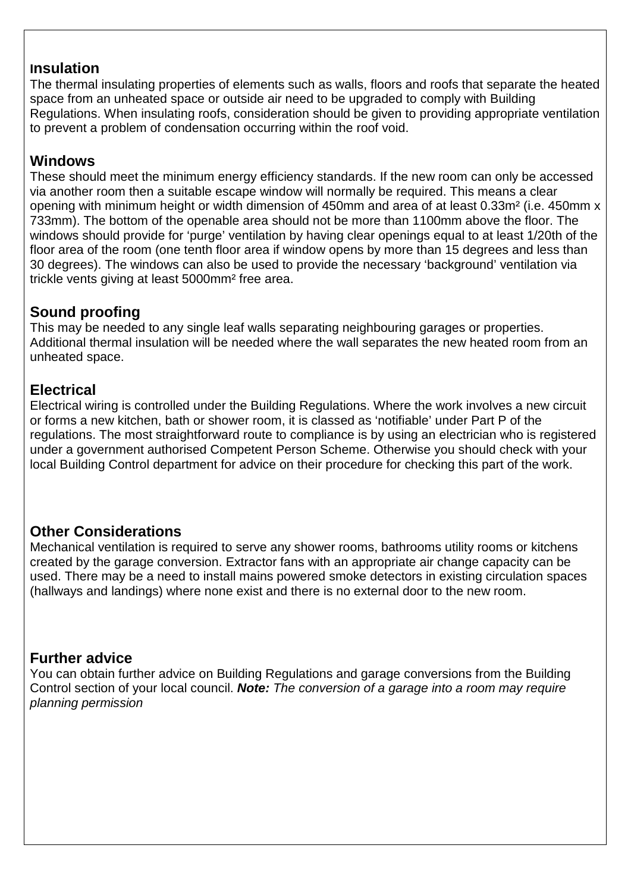## Insulation

The thermal insulating properties of elements such as walls, floors and roofs that separate the heated space from an unheated space or outside air need to be upgraded to comply with Building Regulations. When insulating roofs, consideration should be given to providing appropriate ventilation to prevent a problem of condensation occurring within the roof void.

## Windows

These should meet the minimum energy efficiency standards. If the new room can only be accessed via another room then a suitable escape window will normally be required. This means a clear opening with minimum height or width dimension of 450mm and area of at least 0.33m² (i.e. 450mm x 733mm). The bottom of the openable area should not be more than 1100mm above the floor. The windows should provide for 'purge' ventilation by having clear openings equal to at least 1/20th of the floor area of the room (one tenth floor area if window opens by more than 15 degrees and less than 30 degrees). The windows can also be used to provide the necessary 'background' ventilation via trickle vents giving at least 5000mm² free area.

## Sound proofing

This may be needed to any single leaf walls separating neighbouring garages or properties. Additional thermal insulation will be needed where the wall separates the new heated room from an unheated space.

## Electrical

Electrical wiring is controlled under the Building Regulations. Where the work involves a new circuit or forms a new kitchen, bath or shower room, it is classed as 'notifiable' under Part P of the regulations. The most straightforward route to compliance is by using an electrician who is registered under a government authorised Competent Person Scheme. Otherwise you should check with your local Building Control department for advice on their procedure for checking this part of the work.

## Other Considerations

Mechanical ventilation is required to serve any shower rooms, bathrooms utility rooms or kitchens created by the garage conversion. Extractor fans with an appropriate air change capacity can be used. There may be a need to install mains powered smoke detectors in existing circulation spaces (hallways and landings) where none exist and there is no external door to the new room.

## Further advice

You can obtain further advice on Building Regulations and garage conversions from the Building Control section of your local council. ***Note:*** *The conversion of a garage into a room may require planning permission*